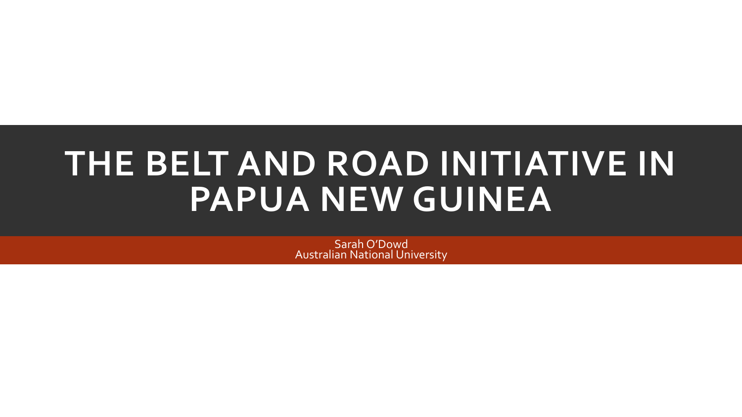# THE BELT AND ROAD INITIATIVE IN PAPUA NEW GUINEA

Sarah O'Dowd
Australian National University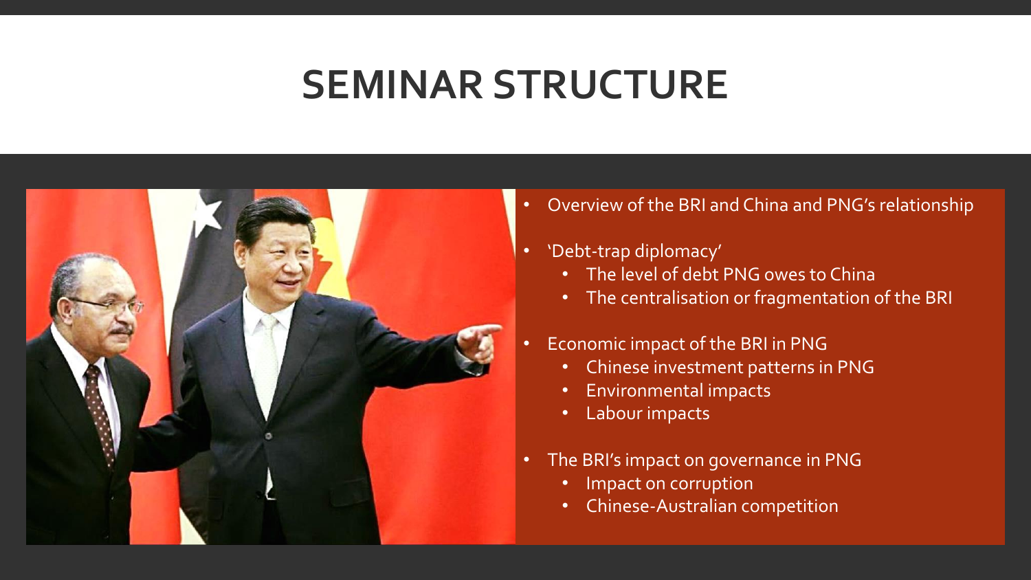# SEMINAR STRUCTURE

- Overview of the BRI and China and PNG's relationship
- 'Debt-trap diplomacy'
  - The level of debt PNG owes to China
  - The centralisation or fragmentation of the BRI
- Economic impact of the BRI in PNG
  - Chinese investment patterns in PNG
  - Environmental impacts
  - Labour impacts
- The BRI's impact on governance in PNG
  - Impact on corruption
  - Chinese-Australian competition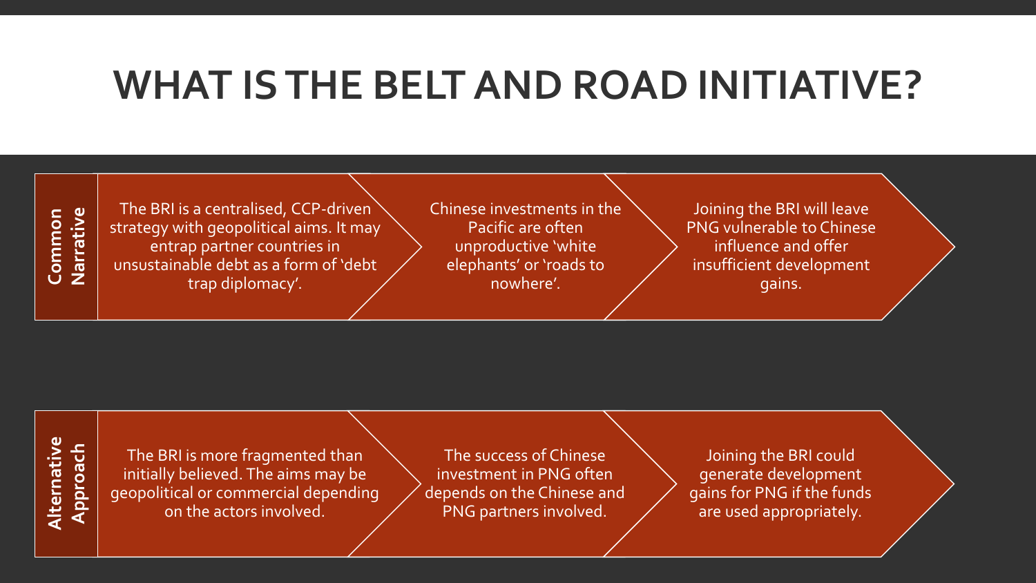# WHAT IS THE BELT AND ROAD INITIATIVE?

**Common Narrative**

- The BRI is a centralised, CCP-driven strategy with geopolitical aims. It may entrap partner countries in unsustainable debt as a form of 'debt trap diplomacy'.
- Chinese investments in the Pacific are often unproductive 'white elephants' or 'roads to nowhere'.
- Joining the BRI will leave PNG vulnerable to Chinese influence and offer insufficient development gains.

**Alternative Approach**

- The BRI is more fragmented than initially believed. The aims may be geopolitical or commercial depending on the actors involved.
- The success of Chinese investment in PNG often depends on the Chinese and PNG partners involved.
- Joining the BRI could generate development gains for PNG if the funds are used appropriately.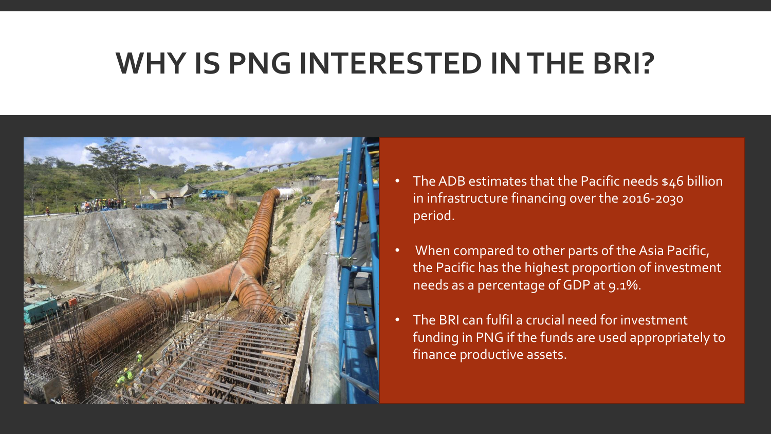# WHY IS PNG INTERESTED IN THE BRI?

- The ADB estimates that the Pacific needs $46 billion in infrastructure financing over the 2016-2030 period.
- When compared to other parts of the Asia Pacific, the Pacific has the highest proportion of investment needs as a percentage of GDP at 9.1%.
- The BRI can fulfil a crucial need for investment funding in PNG if the funds are used appropriately to finance productive assets.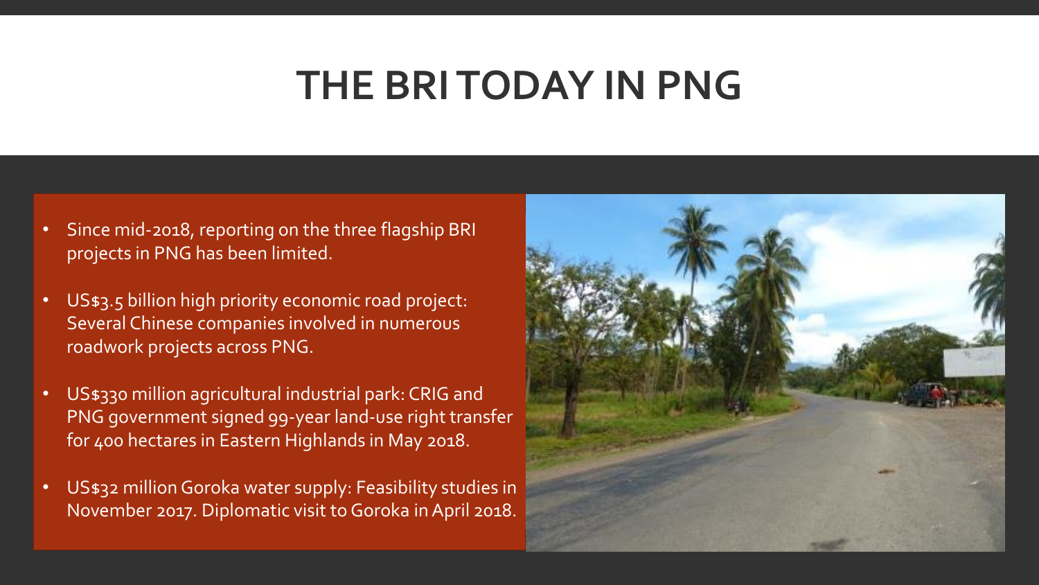# THE BRI TODAY IN PNG

- Since mid-2018, reporting on the three flagship BRI projects in PNG has been limited.
- US$3.5 billion high priority economic road project: Several Chinese companies involved in numerous roadwork projects across PNG.
- US$330 million agricultural industrial park: CRIG and PNG government signed 99-year land-use right transfer for 400 hectares in Eastern Highlands in May 2018.
- US$32 million Goroka water supply: Feasibility studies in November 2017. Diplomatic visit to Goroka in April 2018.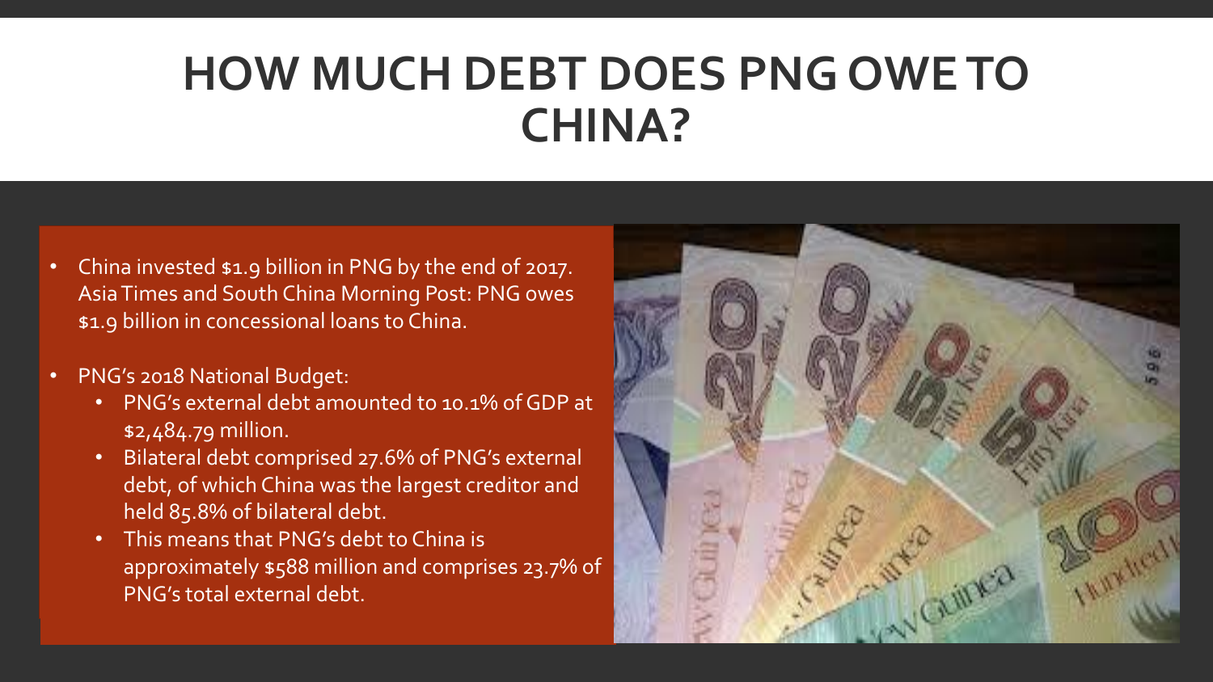# HOW MUCH DEBT DOES PNG OWE TO CHINA?

- China invested $1.9 billion in PNG by the end of 2017. Asia Times and South China Morning Post: PNG owes $1.9 billion in concessional loans to China.
- PNG's 2018 National Budget:
  - PNG's external debt amounted to 10.1% of GDP at $2,484.79 million.
  - Bilateral debt comprised 27.6% of PNG's external debt, of which China was the largest creditor and held 85.8% of bilateral debt.
  - This means that PNG's debt to China is approximately $588 million and comprises 23.7% of PNG's total external debt.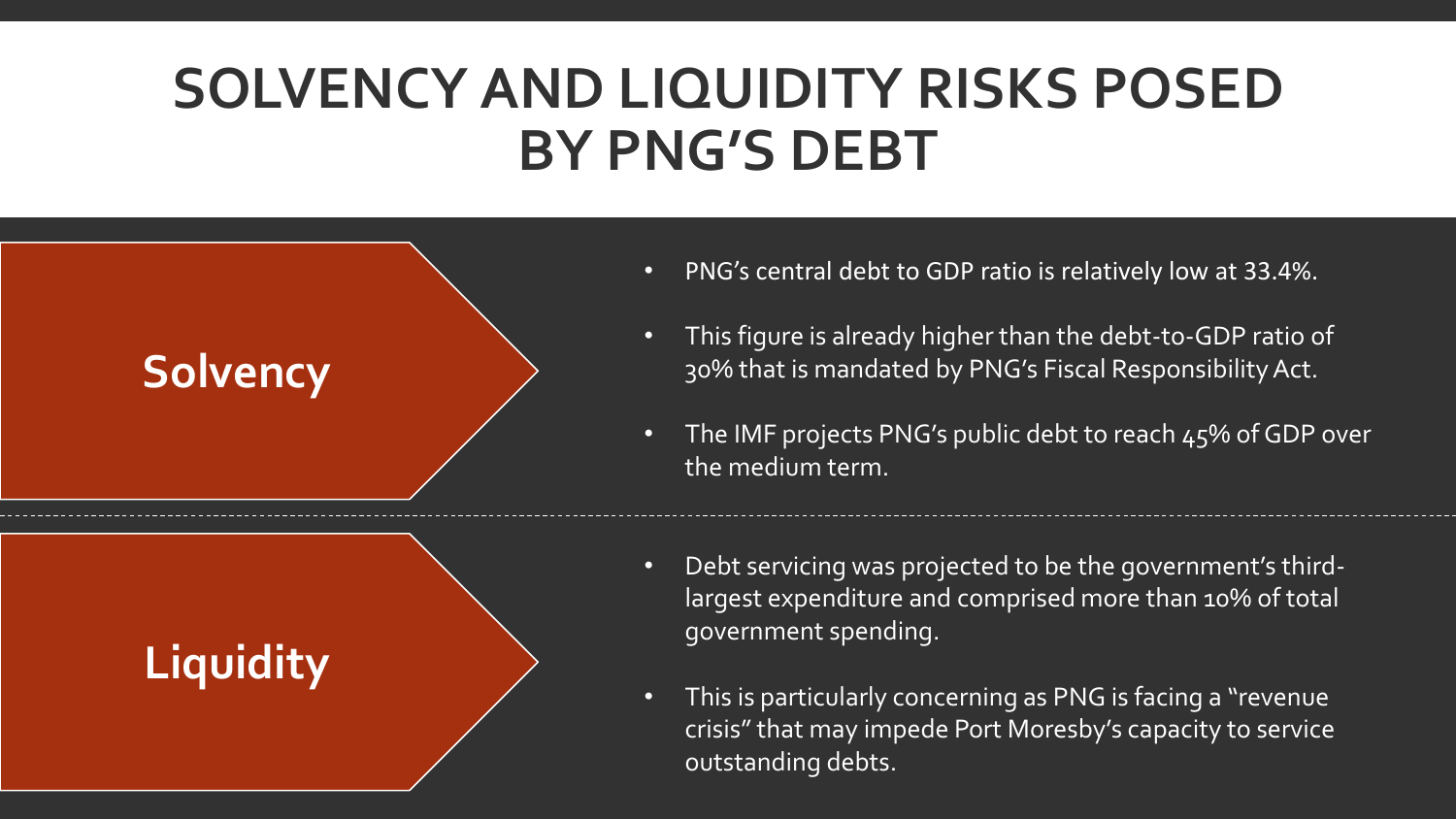# SOLVENCY AND LIQUIDITY RISKS POSED BY PNG'S DEBT

## Solvency

- PNG's central debt to GDP ratio is relatively low at 33.4%.
- This figure is already higher than the debt-to-GDP ratio of 30% that is mandated by PNG's Fiscal Responsibility Act.
- The IMF projects PNG's public debt to reach 45% of GDP over the medium term.

## Liquidity

- Debt servicing was projected to be the government's third-largest expenditure and comprised more than 10% of total government spending.
- This is particularly concerning as PNG is facing a "revenue crisis" that may impede Port Moresby's capacity to service outstanding debts.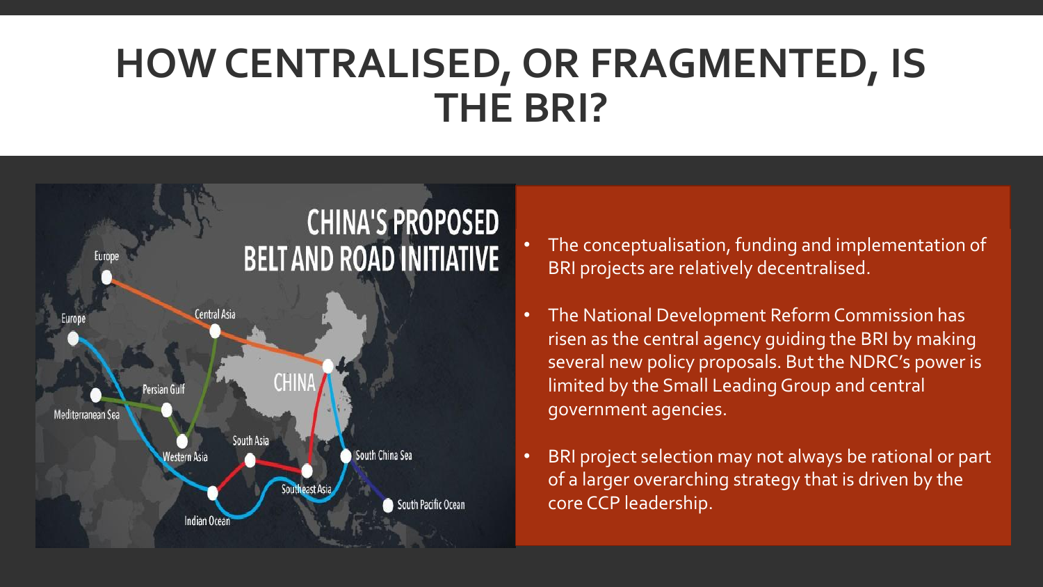# HOW CENTRALISED, OR FRAGMENTED, IS THE BRI?

- The conceptualisation, funding and implementation of BRI projects are relatively decentralised.
- The National Development Reform Commission has risen as the central agency guiding the BRI by making several new policy proposals. But the NDRC's power is limited by the Small Leading Group and central government agencies.
- BRI project selection may not always be rational or part of a larger overarching strategy that is driven by the core CCP leadership.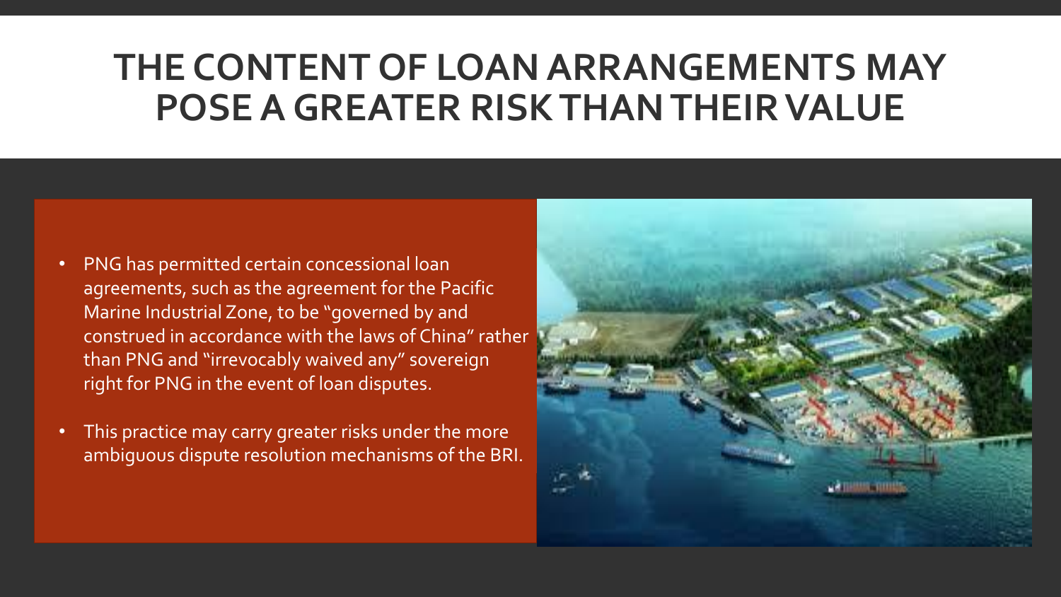# THE CONTENT OF LOAN ARRANGEMENTS MAY POSE A GREATER RISK THAN THEIR VALUE

- PNG has permitted certain concessional loan agreements, such as the agreement for the Pacific Marine Industrial Zone, to be "governed by and construed in accordance with the laws of China" rather than PNG and "irrevocably waived any" sovereign right for PNG in the event of loan disputes.
- This practice may carry greater risks under the more ambiguous dispute resolution mechanisms of the BRI.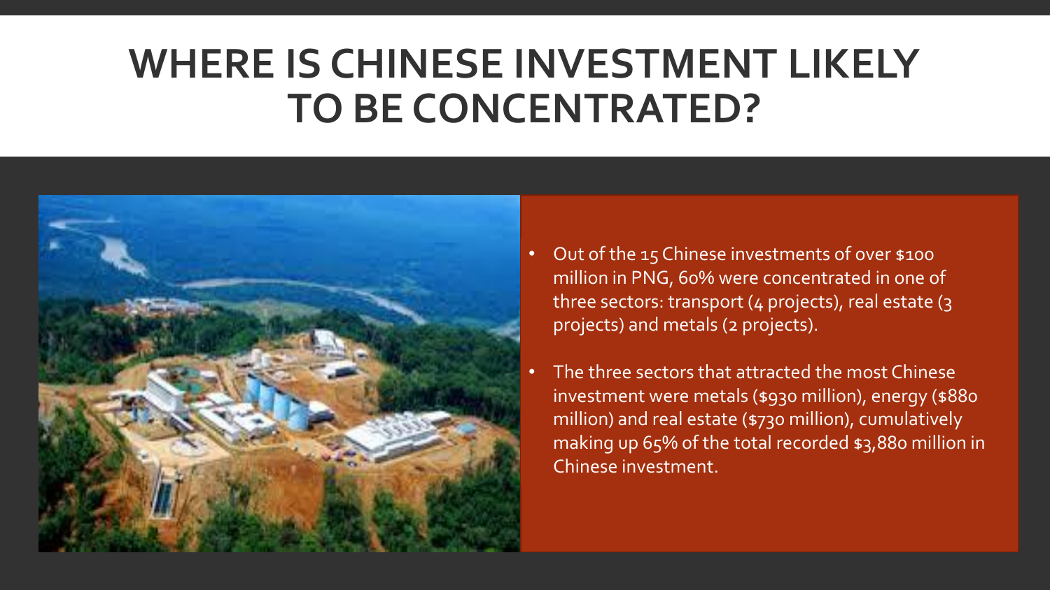# WHERE IS CHINESE INVESTMENT LIKELY TO BE CONCENTRATED?

- Out of the 15 Chinese investments of over $100 million in PNG, 60% were concentrated in one of three sectors: transport (4 projects), real estate (3 projects) and metals (2 projects).
- The three sectors that attracted the most Chinese investment were metals ($930 million), energy ($880 million) and real estate ($730 million), cumulatively making up 65% of the total recorded $3,880 million in Chinese investment.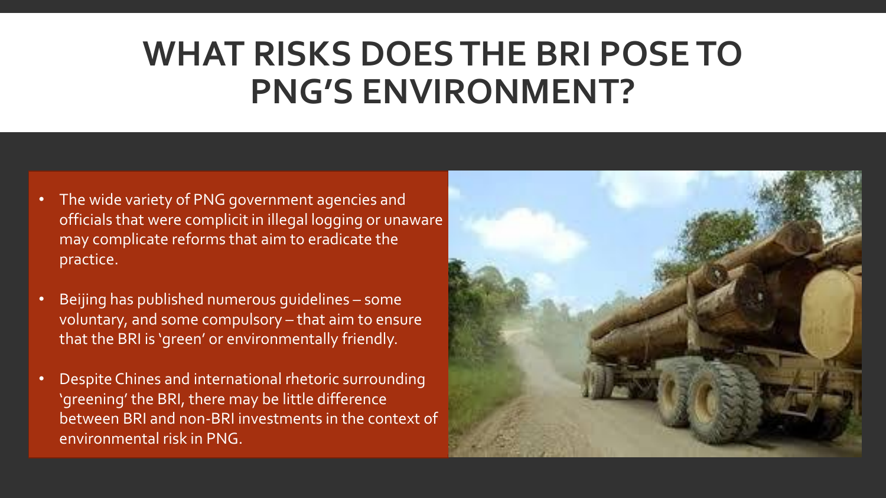# WHAT RISKS DOES THE BRI POSE TO PNG'S ENVIRONMENT?

- The wide variety of PNG government agencies and officials that were complicit in illegal logging or unaware may complicate reforms that aim to eradicate the practice.
- Beijing has published numerous guidelines – some voluntary, and some compulsory – that aim to ensure that the BRI is 'green' or environmentally friendly.
- Despite Chines and international rhetoric surrounding 'greening' the BRI, there may be little difference between BRI and non-BRI investments in the context of environmental risk in PNG.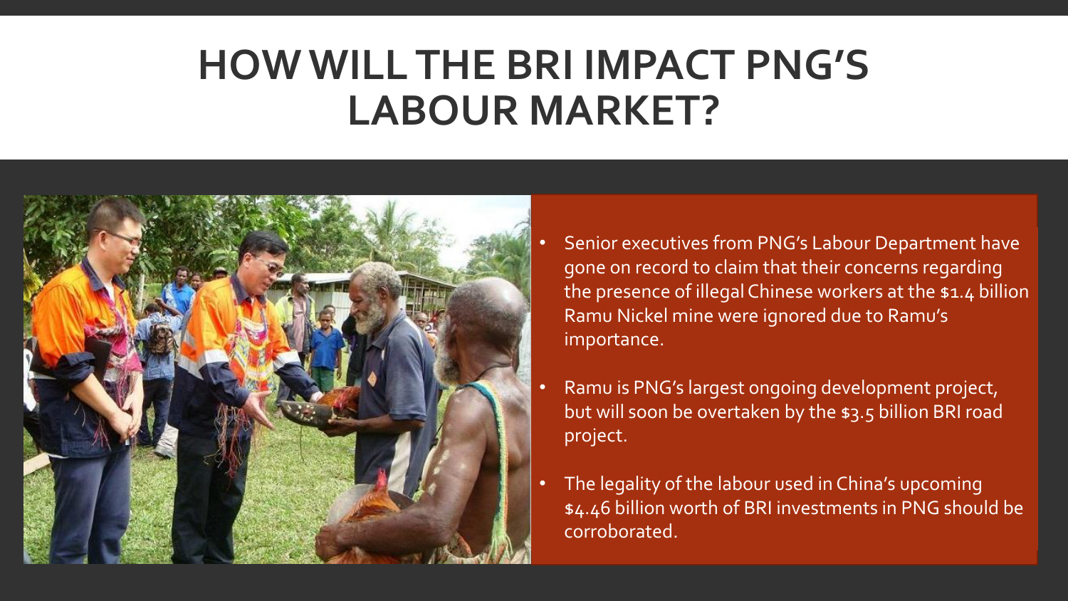# HOW WILL THE BRI IMPACT PNG'S LABOUR MARKET?

- Senior executives from PNG's Labour Department have gone on record to claim that their concerns regarding the presence of illegal Chinese workers at the $1.4 billion Ramu Nickel mine were ignored due to Ramu's importance.
- Ramu is PNG's largest ongoing development project, but will soon be overtaken by the $3.5 billion BRI road project.
- The legality of the labour used in China's upcoming $4.46 billion worth of BRI investments in PNG should be corroborated.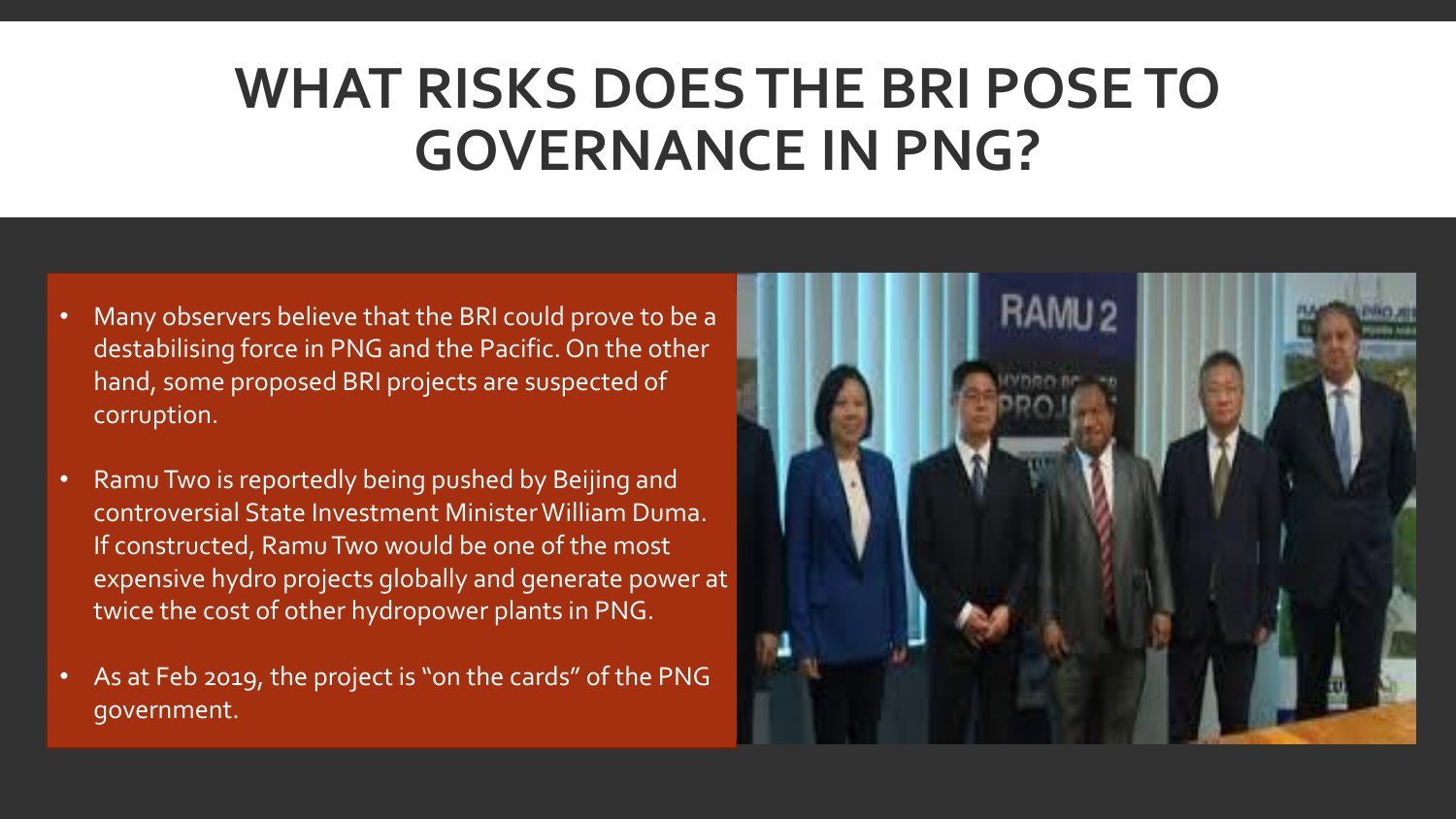# WHAT RISKS DOES THE BRI POSE TO GOVERNANCE IN PNG?

- Many observers believe that the BRI could prove to be a destabilising force in PNG and the Pacific. On the other hand, some proposed BRI projects are suspected of corruption.
- Ramu Two is reportedly being pushed by Beijing and controversial State Investment Minister William Duma. If constructed, Ramu Two would be one of the most expensive hydro projects globally and generate power at twice the cost of other hydropower plants in PNG.
- As at Feb 2019, the project is "on the cards" of the PNG government.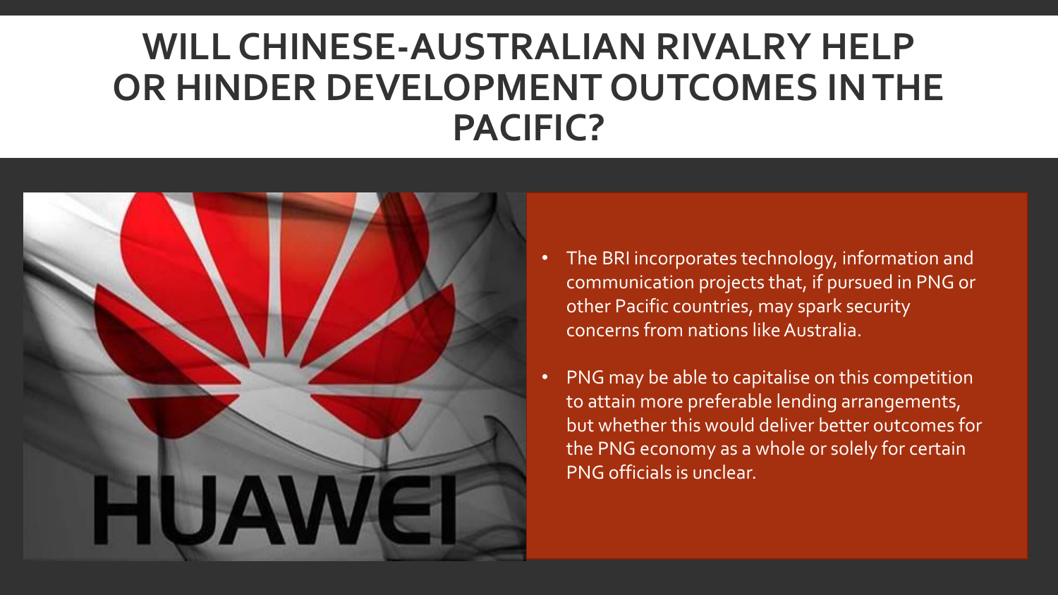# WILL CHINESE-AUSTRALIAN RIVALRY HELP OR HINDER DEVELOPMENT OUTCOMES IN THE PACIFIC?

- The BRI incorporates technology, information and communication projects that, if pursued in PNG or other Pacific countries, may spark security concerns from nations like Australia.
- PNG may be able to capitalise on this competition to attain more preferable lending arrangements, but whether this would deliver better outcomes for the PNG economy as a whole or solely for certain PNG officials is unclear.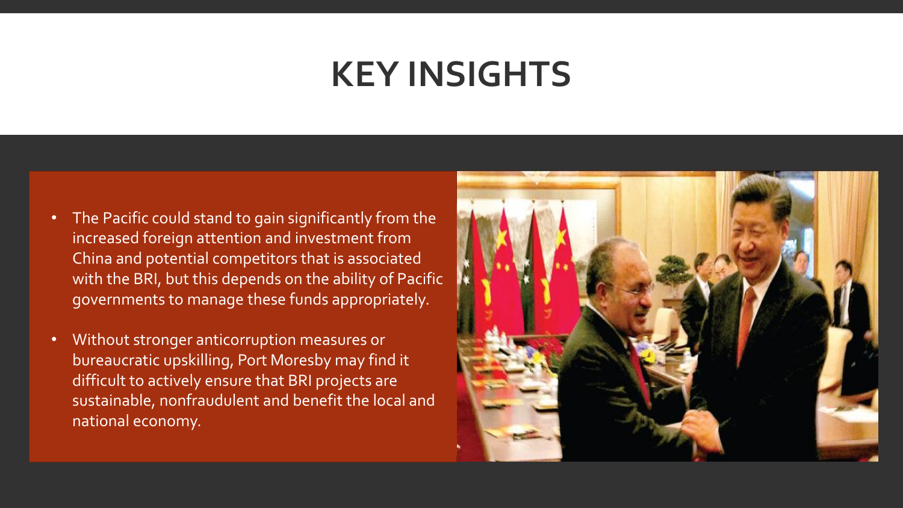# KEY INSIGHTS

- The Pacific could stand to gain significantly from the increased foreign attention and investment from China and potential competitors that is associated with the BRI, but this depends on the ability of Pacific governments to manage these funds appropriately.
- Without stronger anticorruption measures or bureaucratic upskilling, Port Moresby may find it difficult to actively ensure that BRI projects are sustainable, nonfraudulent and benefit the local and national economy.